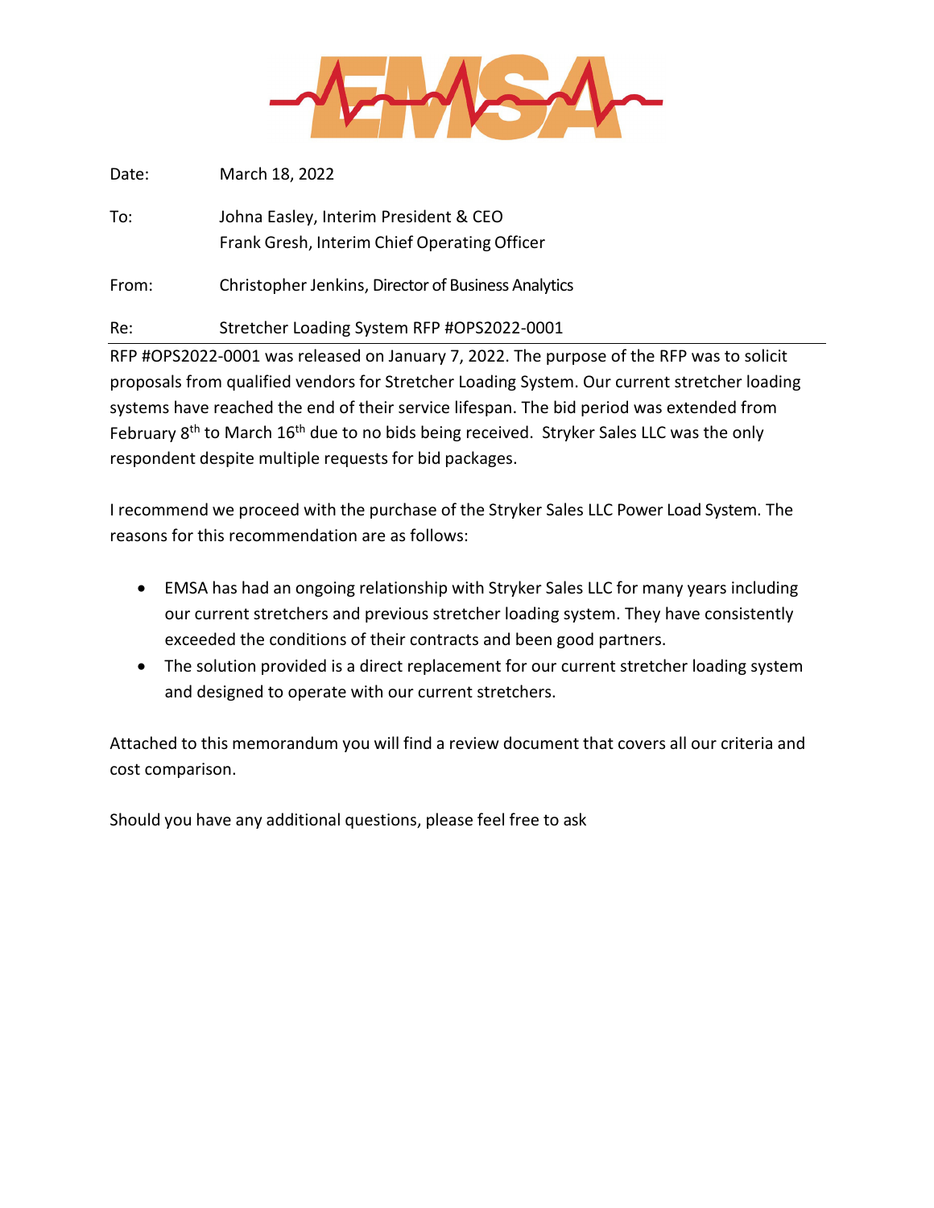EMSA

Date: March 18, 2022

To: Johna Easley, Interim President & CEO
Frank Gresh, Interim Chief Operating Officer

From: Christopher Jenkins, Director of Business Analytics

Re: Stretcher Loading System RFP #OPS2022-0001

---

RFP #OPS2022-0001 was released on January 7, 2022. The purpose of the RFP was to solicit proposals from qualified vendors for Stretcher Loading System. Our current stretcher loading systems have reached the end of their service lifespan. The bid period was extended from February 8th to March 16th due to no bids being received. Stryker Sales LLC was the only respondent despite multiple requests for bid packages.

I recommend we proceed with the purchase of the Stryker Sales LLC Power Load System. The reasons for this recommendation are as follows:

- EMSA has had an ongoing relationship with Stryker Sales LLC for many years including our current stretchers and previous stretcher loading system. They have consistently exceeded the conditions of their contracts and been good partners.
- The solution provided is a direct replacement for our current stretcher loading system and designed to operate with our current stretchers.

Attached to this memorandum you will find a review document that covers all our criteria and cost comparison.

Should you have any additional questions, please feel free to ask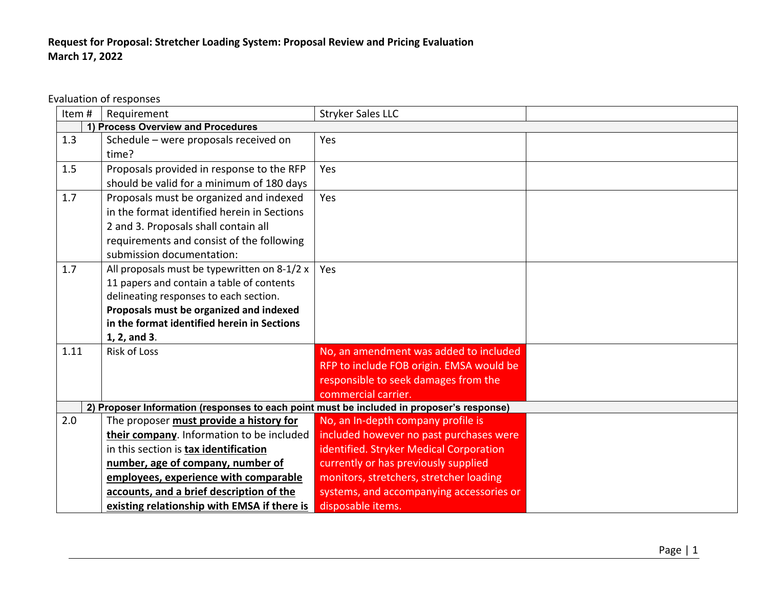**Request for Proposal: Stretcher Loading System: Proposal Review and Pricing Evaluation**
**March 17, 2022**

Evaluation of responses

| Item # | Requirement | Stryker Sales LLC | |
|---|---|---|---|
| | **1) Process Overview and Procedures** | | |
| 1.3 | Schedule – were proposals received on time? | Yes | |
| 1.5 | Proposals provided in response to the RFP should be valid for a minimum of 180 days | Yes | |
| 1.7 | Proposals must be organized and indexed in the format identified herein in Sections 2 and 3. Proposals shall contain all requirements and consist of the following submission documentation: | Yes | |
| 1.7 | All proposals must be typewritten on 8-1/2 x 11 papers and contain a table of contents delineating responses to each section. **Proposals must be organized and indexed in the format identified herein in Sections 1, 2, and 3**. | Yes | |
| 1.11 | Risk of Loss | No, an amendment was added to included RFP to include FOB origin. EMSA would be responsible to seek damages from the commercial carrier. | |
| | **2) Proposer Information (responses to each point must be included in proposer's response)** | | |
| 2.0 | The proposer **must provide a history for their company**. Information to be included in this section is **tax identification number, age of company, number of employees, experience with comparable accounts, and a brief description of the existing relationship with EMSA if there is** | No, an In-depth company profile is included however no past purchases were identified. Stryker Medical Corporation currently or has previously supplied monitors, stretchers, stretcher loading systems, and accompanying accessories or disposable items. | |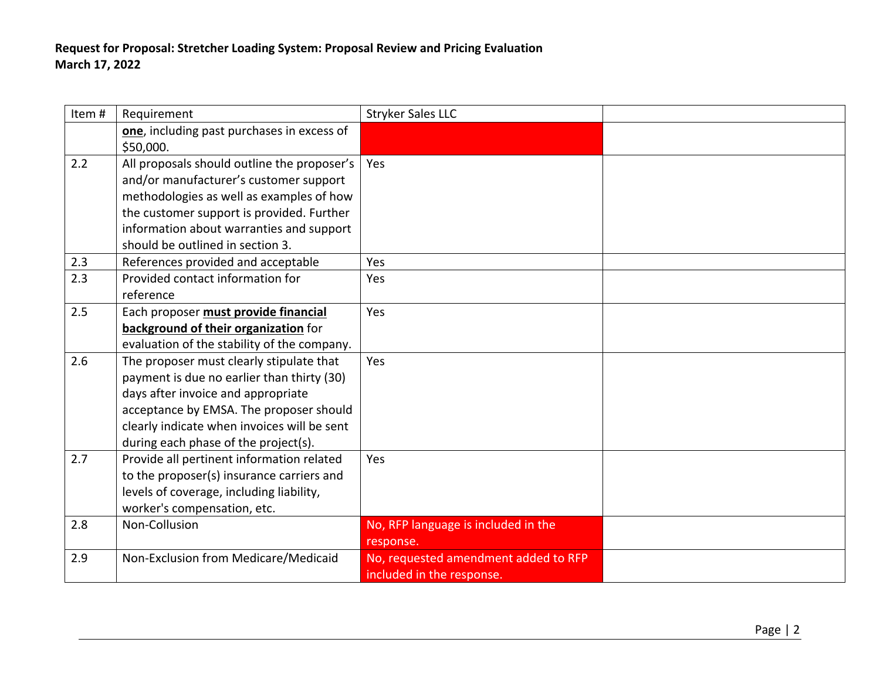**Request for Proposal: Stretcher Loading System: Proposal Review and Pricing Evaluation**
**March 17, 2022**

| Item # | Requirement | Stryker Sales LLC | |
|---|---|---|---|
| | **one**, including past purchases in excess of $50,000. | | |
| 2.2 | All proposals should outline the proposer's and/or manufacturer's customer support methodologies as well as examples of how the customer support is provided. Further information about warranties and support should be outlined in section 3. | Yes | |
| 2.3 | References provided and acceptable | Yes | |
| 2.3 | Provided contact information for reference | Yes | |
| 2.5 | Each proposer **must provide financial background of their organization** for evaluation of the stability of the company. | Yes | |
| 2.6 | The proposer must clearly stipulate that payment is due no earlier than thirty (30) days after invoice and appropriate acceptance by EMSA. The proposer should clearly indicate when invoices will be sent during each phase of the project(s). | Yes | |
| 2.7 | Provide all pertinent information related to the proposer(s) insurance carriers and levels of coverage, including liability, worker's compensation, etc. | Yes | |
| 2.8 | Non-Collusion | No, RFP language is included in the response. | |
| 2.9 | Non-Exclusion from Medicare/Medicaid | No, requested amendment added to RFP included in the response. | |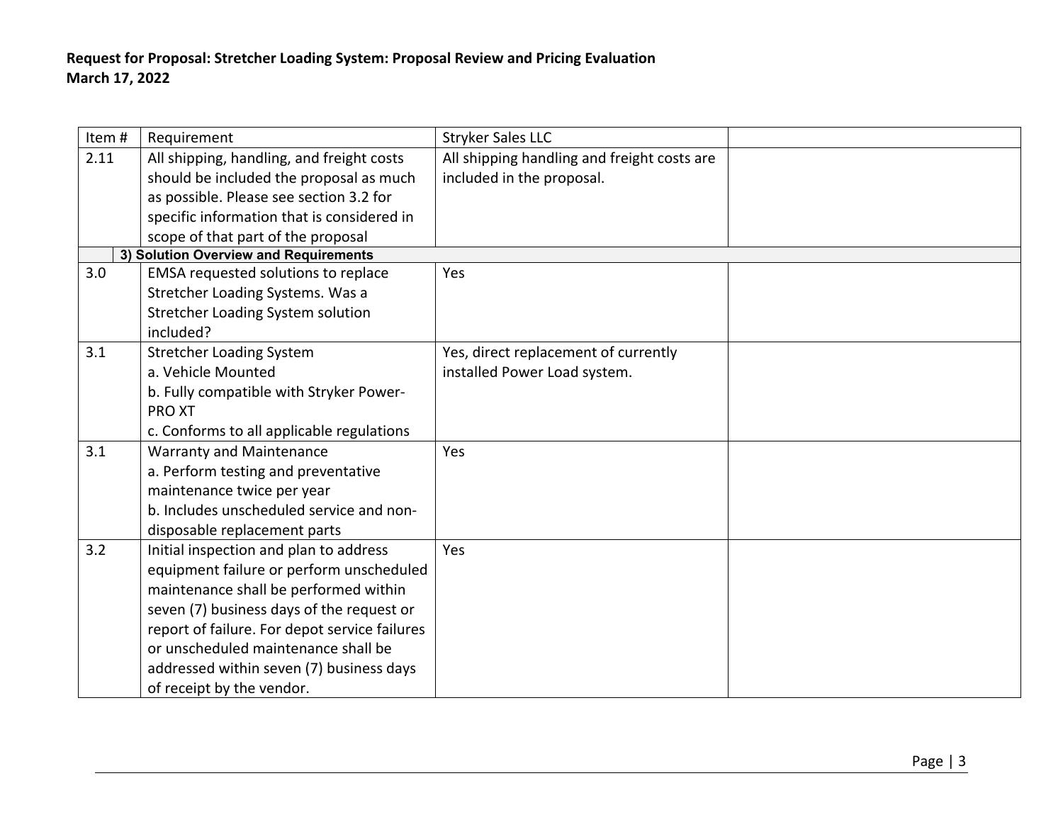**Request for Proposal: Stretcher Loading System: Proposal Review and Pricing Evaluation**
**March 17, 2022**

| Item # | Requirement | Stryker Sales LLC | |
|---|---|---|---|
| 2.11 | All shipping, handling, and freight costs should be included the proposal as much as possible. Please see section 3.2 for specific information that is considered in scope of that part of the proposal | All shipping handling and freight costs are included in the proposal. | |
| | **3) Solution Overview and Requirements** | | |
| 3.0 | EMSA requested solutions to replace Stretcher Loading Systems. Was a Stretcher Loading System solution included? | Yes | |
| 3.1 | Stretcher Loading System<br>a. Vehicle Mounted<br>b. Fully compatible with Stryker Power-PRO XT<br>c. Conforms to all applicable regulations | Yes, direct replacement of currently installed Power Load system. | |
| 3.1 | Warranty and Maintenance<br>a. Perform testing and preventative maintenance twice per year<br>b. Includes unscheduled service and non-disposable replacement parts | Yes | |
| 3.2 | Initial inspection and plan to address equipment failure or perform unscheduled maintenance shall be performed within seven (7) business days of the request or report of failure. For depot service failures or unscheduled maintenance shall be addressed within seven (7) business days of receipt by the vendor. | Yes | |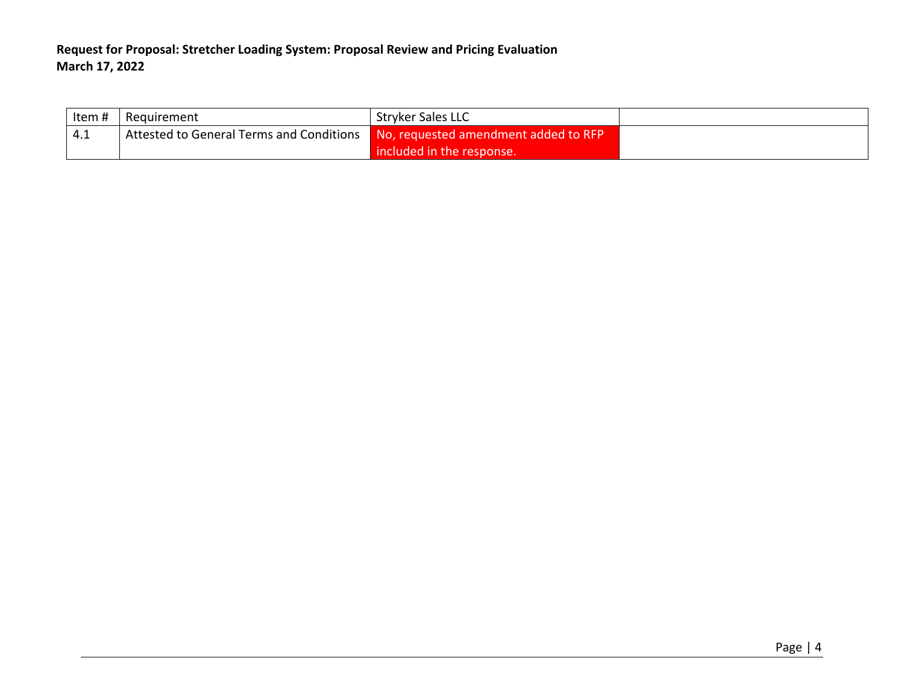**Request for Proposal: Stretcher Loading System: Proposal Review and Pricing Evaluation**
**March 17, 2022**

| Item # | Requirement | Stryker Sales LLC | |
|---|---|---|---|
| 4.1 | Attested to General Terms and Conditions | No, requested amendment added to RFP included in the response. | |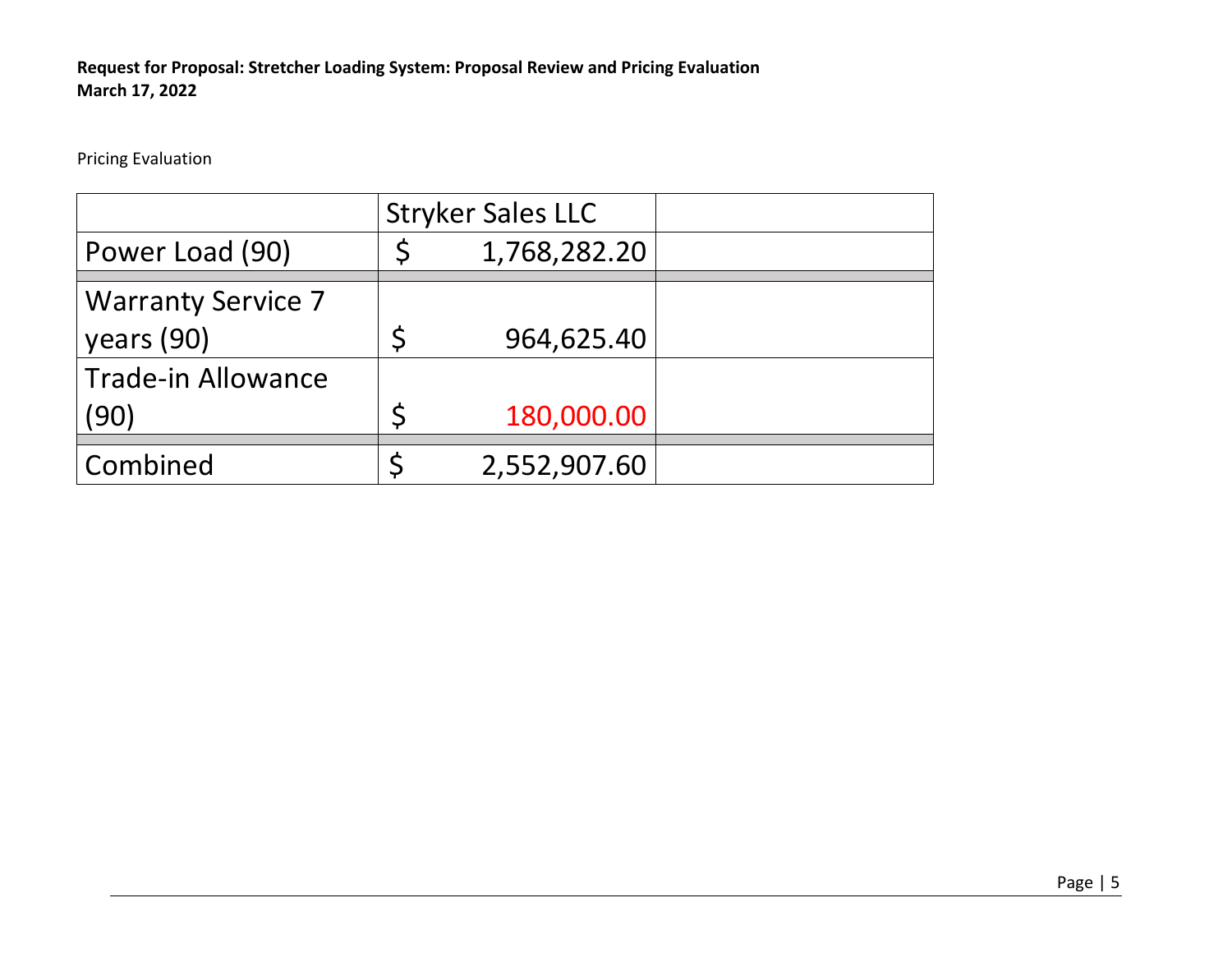**Request for Proposal: Stretcher Loading System: Proposal Review and Pricing Evaluation**
**March 17, 2022**

Pricing Evaluation

| | Stryker Sales LLC | |
|---|---|---|
| Power Load (90) | $ 1,768,282.20 | |
| | | |
| Warranty Service 7 years (90) | $ 964,625.40 | |
| Trade-in Allowance (90) | $ 180,000.00 | |
| | | |
| Combined | $ 2,552,907.60 | |